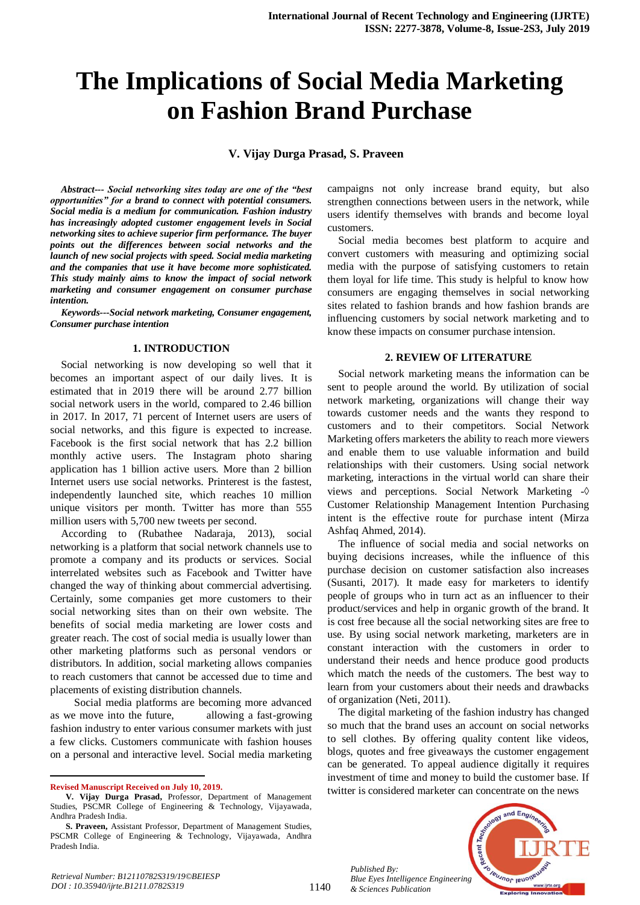# The Implications of Social Media Marketing on Fashion Brand Purchase

**V. Vijay Durga Prasad, S. Praveen**

***Abstract--- Social networking sites today are one of the "best opportunities" for a brand to connect with potential consumers. Social media is a medium for communication. Fashion industry has increasingly adopted customer engagement levels in Social networking sites to achieve superior firm performance. The buyer points out the differences between social networks and the launch of new social projects with speed. Social media marketing and the companies that use it have become more sophisticated. This study mainly aims to know the impact of social network marketing and consumer engagement on consumer purchase intention.***

***Keywords---Social network marketing, Consumer engagement, Consumer purchase intention***

## 1. INTRODUCTION

Social networking is now developing so well that it becomes an important aspect of our daily lives. It is estimated that in 2019 there will be around 2.77 billion social network users in the world, compared to 2.46 billion in 2017. In 2017, 71 percent of Internet users are users of social networks, and this figure is expected to increase. Facebook is the first social network that has 2.2 billion monthly active users. The Instagram photo sharing application has 1 billion active users. More than 2 billion Internet users use social networks. Printerest is the fastest, independently launched site, which reaches 10 million unique visitors per month. Twitter has more than 555 million users with 5,700 new tweets per second.

According to (Rubathee Nadaraja, 2013), social networking is a platform that social network channels use to promote a company and its products or services. Social interrelated websites such as Facebook and Twitter have changed the way of thinking about commercial advertising. Certainly, some companies get more customers to their social networking sites than on their own website. The benefits of social media marketing are lower costs and greater reach. The cost of social media is usually lower than other marketing platforms such as personal vendors or distributors. In addition, social marketing allows companies to reach customers that cannot be accessed due to time and placements of existing distribution channels.

Social media platforms are becoming more advanced as we move into the future, allowing a fast-growing fashion industry to enter various consumer markets with just a few clicks. Customers communicate with fashion houses on a personal and interactive level. Social media marketing campaigns not only increase brand equity, but also strengthen connections between users in the network, while users identify themselves with brands and become loyal customers.

Social media becomes best platform to acquire and convert customers with measuring and optimizing social media with the purpose of satisfying customers to retain them loyal for life time. This study is helpful to know how consumers are engaging themselves in social networking sites related to fashion brands and how fashion brands are influencing customers by social network marketing and to know these impacts on consumer purchase intension.

## 2. REVIEW OF LITERATURE

Social network marketing means the information can be sent to people around the world. By utilization of social network marketing, organizations will change their way towards customer needs and the wants they respond to customers and to their competitors. Social Network Marketing offers marketers the ability to reach more viewers and enable them to use valuable information and build relationships with their customers. Using social network marketing, interactions in the virtual world can share their views and perceptions. Social Network Marketing -◊ Customer Relationship Management Intention Purchasing intent is the effective route for purchase intent (Mirza Ashfaq Ahmed, 2014).

The influence of social media and social networks on buying decisions increases, while the influence of this purchase decision on customer satisfaction also increases (Susanti, 2017). It made easy for marketers to identify people of groups who in turn act as an influencer to their product/services and help in organic growth of the brand. It is cost free because all the social networking sites are free to use. By using social network marketing, marketers are in constant interaction with the customers in order to understand their needs and hence produce good products which match the needs of the customers. The best way to learn from your customers about their needs and drawbacks of organization (Neti, 2011).

The digital marketing of the fashion industry has changed so much that the brand uses an account on social networks to sell clothes. By offering quality content like videos, blogs, quotes and free giveaways the customer engagement can be generated. To appeal audience digitally it requires investment of time and money to build the customer base. If twitter is considered marketer can concentrate on the news

---

**Revised Manuscript Received on July 10, 2019.**

**V. Vijay Durga Prasad,** Professor, Department of Management Studies, PSCMR College of Engineering & Technology, Vijayawada, Andhra Pradesh India.

**S. Praveen,** Assistant Professor, Department of Management Studies, PSCMR College of Engineering & Technology, Vijayawada, Andhra Pradesh India.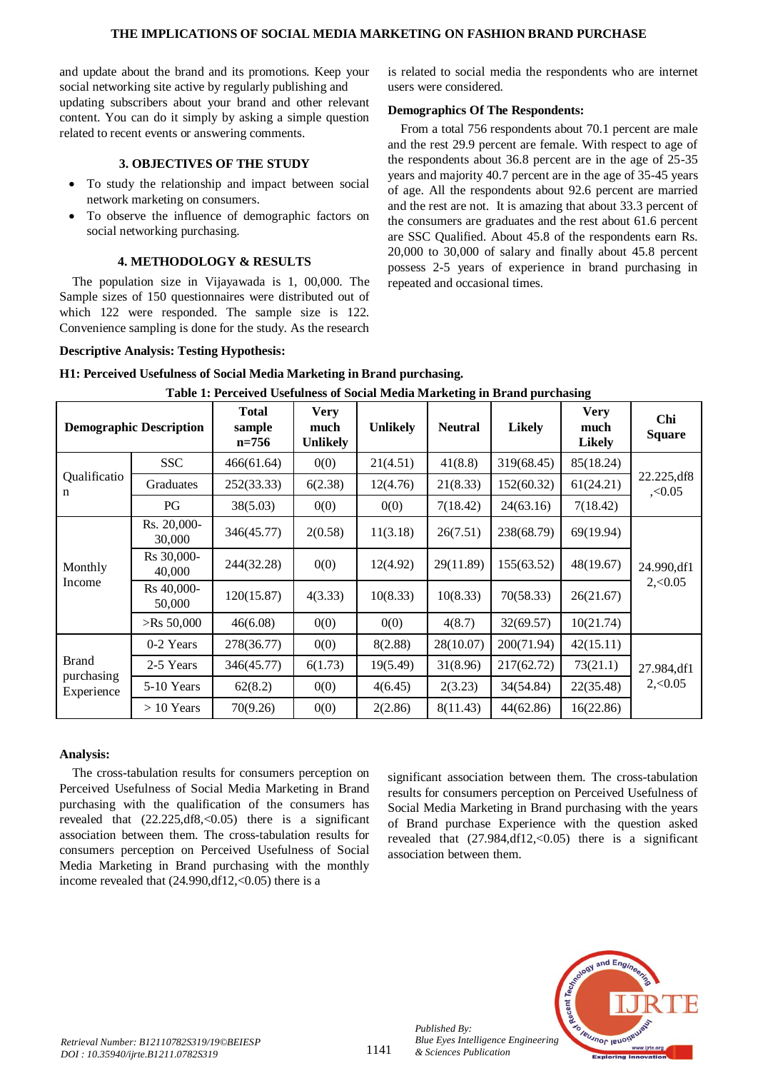and update about the brand and its promotions. Keep your social networking site active by regularly publishing and updating subscribers about your brand and other relevant content. You can do it simply by asking a simple question related to recent events or answering comments.

## 3. OBJECTIVES OF THE STUDY

- To study the relationship and impact between social network marketing on consumers.
- To observe the influence of demographic factors on social networking purchasing.

## 4. METHODOLOGY & RESULTS

The population size in Vijayawada is 1, 00,000. The Sample sizes of 150 questionnaires were distributed out of which 122 were responded. The sample size is 122. Convenience sampling is done for the study. As the research is related to social media the respondents who are internet users were considered.

**Demographics Of The Respondents:**

From a total 756 respondents about 70.1 percent are male and the rest 29.9 percent are female. With respect to age of the respondents about 36.8 percent are in the age of 25-35 years and majority 40.7 percent are in the age of 35-45 years of age. All the respondents about 92.6 percent are married and the rest are not. It is amazing that about 33.3 percent of the consumers are graduates and the rest about 61.6 percent are SSC Qualified. About 45.8 of the respondents earn Rs. 20,000 to 30,000 of salary and finally about 45.8 percent possess 2-5 years of experience in brand purchasing in repeated and occasional times.

**Descriptive Analysis: Testing Hypothesis:**

**H1: Perceived Usefulness of Social Media Marketing in Brand purchasing.**

**Table 1: Perceived Usefulness of Social Media Marketing in Brand purchasing**

| Demographic Description | | Total sample n=756 | Very much Unlikely | Unlikely | Neutral | Likely | Very much Likely | Chi Square |
|---|---|---|---|---|---|---|---|---|
| Qualification | SSC | 466(61.64) | 0(0) | 21(4.51) | 41(8.8) | 319(68.45) | 85(18.24) | 22.225,df8,<0.05 |
| | Graduates | 252(33.33) | 6(2.38) | 12(4.76) | 21(8.33) | 152(60.32) | 61(24.21) | |
| | PG | 38(5.03) | 0(0) | 0(0) | 7(18.42) | 24(63.16) | 7(18.42) | |
| Monthly Income | Rs. 20,000-30,000 | 346(45.77) | 2(0.58) | 11(3.18) | 26(7.51) | 238(68.79) | 69(19.94) | 24.990,df12,<0.05 |
| | Rs 30,000-40,000 | 244(32.28) | 0(0) | 12(4.92) | 29(11.89) | 155(63.52) | 48(19.67) | |
| | Rs 40,000-50,000 | 120(15.87) | 4(3.33) | 10(8.33) | 10(8.33) | 70(58.33) | 26(21.67) | |
| | >Rs 50,000 | 46(6.08) | 0(0) | 0(0) | 4(8.7) | 32(69.57) | 10(21.74) | |
| Brand purchasing Experience | 0-2 Years | 278(36.77) | 0(0) | 8(2.88) | 28(10.07) | 200(71.94) | 42(15.11) | 27.984,df12,<0.05 |
| | 2-5 Years | 346(45.77) | 6(1.73) | 19(5.49) | 31(8.96) | 217(62.72) | 73(21.1) | |
| | 5-10 Years | 62(8.2) | 0(0) | 4(6.45) | 2(3.23) | 34(54.84) | 22(35.48) | |
| | > 10 Years | 70(9.26) | 0(0) | 2(2.86) | 8(11.43) | 44(62.86) | 16(22.86) | |

**Analysis:**

The cross-tabulation results for consumers perception on Perceived Usefulness of Social Media Marketing in Brand purchasing with the qualification of the consumers has revealed that (22.225,df8,<0.05) there is a significant association between them. The cross-tabulation results for consumers perception on Perceived Usefulness of Social Media Marketing in Brand purchasing with the monthly income revealed that (24.990,df12,<0.05) there is a significant association between them. The cross-tabulation results for consumers perception on Perceived Usefulness of Social Media Marketing in Brand purchasing with the years of Brand purchase Experience with the question asked revealed that (27.984,df12,<0.05) there is a significant association between them.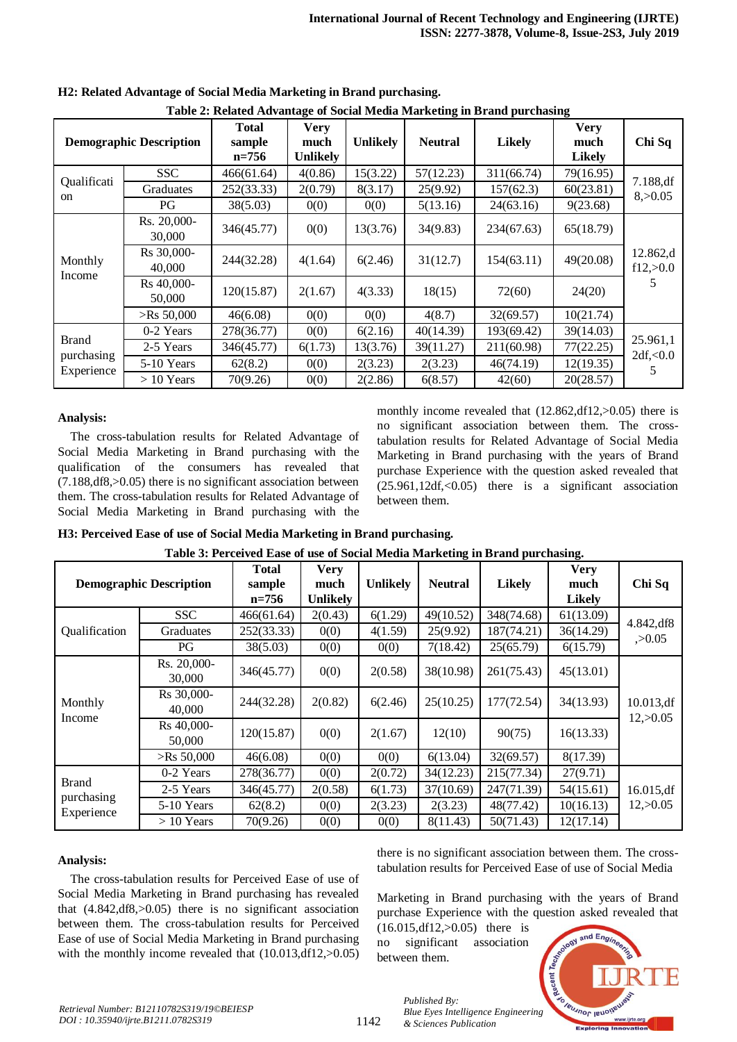**H2: Related Advantage of Social Media Marketing in Brand purchasing.**

**Table 2: Related Advantage of Social Media Marketing in Brand purchasing**

| Demographic Description | | Total sample n=756 | Very much Unlikely | Unlikely | Neutral | Likely | Very much Likely | Chi Sq |
|---|---|---|---|---|---|---|---|---|
| Qualification | SSC | 466(61.64) | 4(0.86) | 15(3.22) | 57(12.23) | 311(66.74) | 79(16.95) | 7.188,df 8,>0.05 |
| | Graduates | 252(33.33) | 2(0.79) | 8(3.17) | 25(9.92) | 157(62.3) | 60(23.81) | |
| | PG | 38(5.03) | 0(0) | 0(0) | 5(13.16) | 24(63.16) | 9(23.68) | |
| Monthly Income | Rs. 20,000-30,000 | 346(45.77) | 0(0) | 13(3.76) | 34(9.83) | 234(67.63) | 65(18.79) | 12.862,df12,>0.05 |
| | Rs 30,000-40,000 | 244(32.28) | 4(1.64) | 6(2.46) | 31(12.7) | 154(63.11) | 49(20.08) | |
| | Rs 40,000-50,000 | 120(15.87) | 2(1.67) | 4(3.33) | 18(15) | 72(60) | 24(20) | |
| | >Rs 50,000 | 46(6.08) | 0(0) | 0(0) | 4(8.7) | 32(69.57) | 10(21.74) | |
| Brand purchasing Experience | 0-2 Years | 278(36.77) | 0(0) | 6(2.16) | 40(14.39) | 193(69.42) | 39(14.03) | 25.961,12df,<0.05 |
| | 2-5 Years | 346(45.77) | 6(1.73) | 13(3.76) | 39(11.27) | 211(60.98) | 77(22.25) | |
| | 5-10 Years | 62(8.2) | 0(0) | 2(3.23) | 2(3.23) | 46(74.19) | 12(19.35) | |
| | > 10 Years | 70(9.26) | 0(0) | 2(2.86) | 6(8.57) | 42(60) | 20(28.57) | |

**Analysis:**

The cross-tabulation results for Related Advantage of Social Media Marketing in Brand purchasing with the qualification of the consumers has revealed that (7.188,df8,>0.05) there is no significant association between them. The cross-tabulation results for Related Advantage of Social Media Marketing in Brand purchasing with the monthly income revealed that (12.862,df12,>0.05) there is no significant association between them. The cross-tabulation results for Related Advantage of Social Media Marketing in Brand purchasing with the years of Brand purchase Experience with the question asked revealed that (25.961,12df,<0.05) there is a significant association between them.

**H3: Perceived Ease of use of Social Media Marketing in Brand purchasing.**

**Table 3: Perceived Ease of use of Social Media Marketing in Brand purchasing.**

| Demographic Description | | Total sample n=756 | Very much Unlikely | Unlikely | Neutral | Likely | Very much Likely | Chi Sq |
|---|---|---|---|---|---|---|---|---|
| Qualification | SSC | 466(61.64) | 2(0.43) | 6(1.29) | 49(10.52) | 348(74.68) | 61(13.09) | 4.842,df8,>0.05 |
| | Graduates | 252(33.33) | 0(0) | 4(1.59) | 25(9.92) | 187(74.21) | 36(14.29) | |
| | PG | 38(5.03) | 0(0) | 0(0) | 7(18.42) | 25(65.79) | 6(15.79) | |
| Monthly Income | Rs. 20,000-30,000 | 346(45.77) | 0(0) | 2(0.58) | 38(10.98) | 261(75.43) | 45(13.01) | 10.013,df12,>0.05 |
| | Rs 30,000-40,000 | 244(32.28) | 2(0.82) | 6(2.46) | 25(10.25) | 177(72.54) | 34(13.93) | |
| | Rs 40,000-50,000 | 120(15.87) | 0(0) | 2(1.67) | 12(10) | 90(75) | 16(13.33) | |
| | >Rs 50,000 | 46(6.08) | 0(0) | 0(0) | 6(13.04) | 32(69.57) | 8(17.39) | |
| Brand purchasing Experience | 0-2 Years | 278(36.77) | 0(0) | 2(0.72) | 34(12.23) | 215(77.34) | 27(9.71) | 16.015,df12,>0.05 |
| | 2-5 Years | 346(45.77) | 2(0.58) | 6(1.73) | 37(10.69) | 247(71.39) | 54(15.61) | |
| | 5-10 Years | 62(8.2) | 0(0) | 2(3.23) | 2(3.23) | 48(77.42) | 10(16.13) | |
| | > 10 Years | 70(9.26) | 0(0) | 0(0) | 8(11.43) | 50(71.43) | 12(17.14) | |

**Analysis:**

The cross-tabulation results for Perceived Ease of use of Social Media Marketing in Brand purchasing has revealed that (4.842,df8,>0.05) there is no significant association between them. The cross-tabulation results for Perceived Ease of use of Social Media Marketing in Brand purchasing with the monthly income revealed that (10.013,df12,>0.05) there is no significant association between them. The cross-tabulation results for Perceived Ease of use of Social Media Marketing in Brand purchasing with the years of Brand purchase Experience with the question asked revealed that (16.015,df12,>0.05) there is no significant association between them.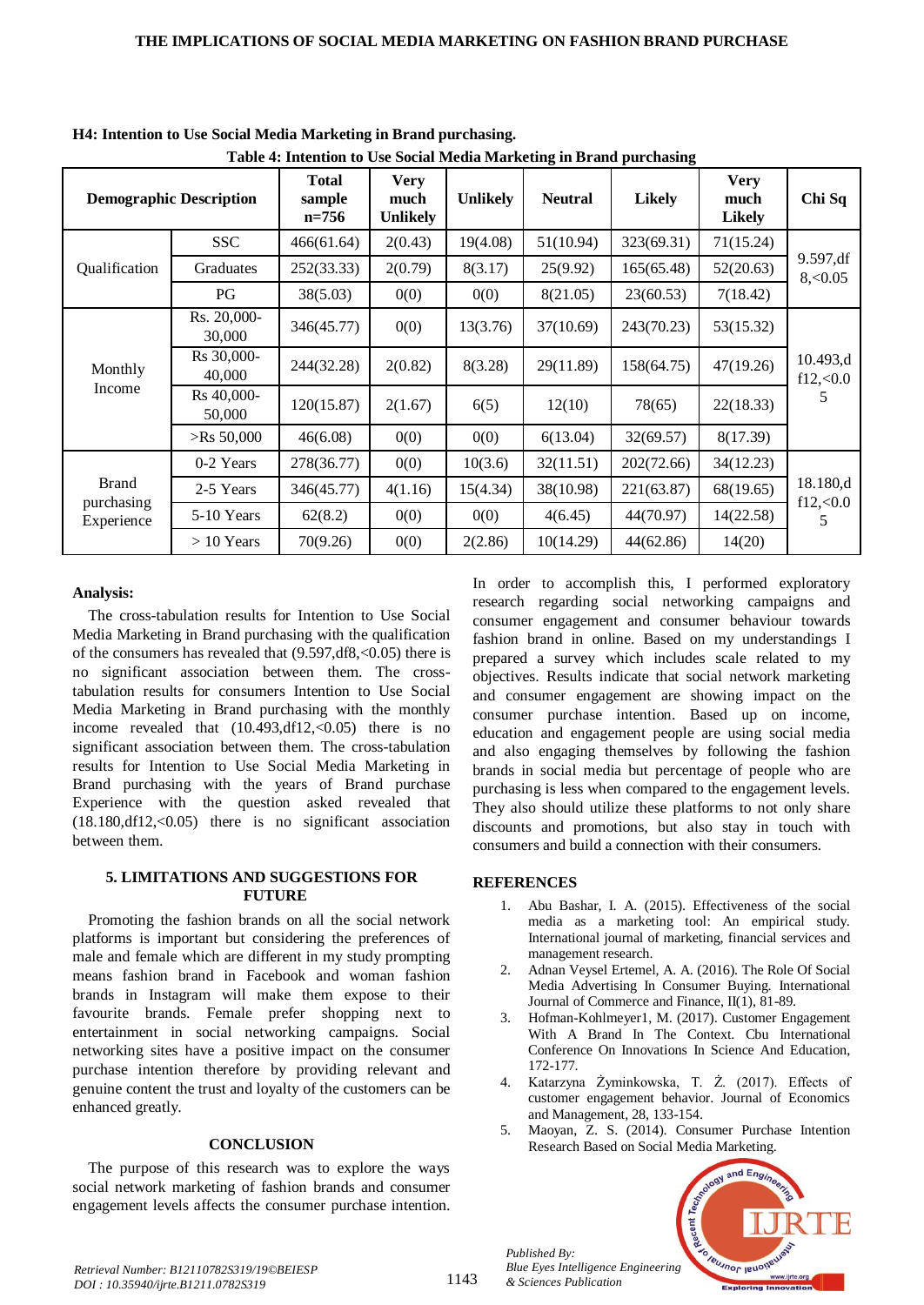**H4: Intention to Use Social Media Marketing in Brand purchasing.**

**Table 4: Intention to Use Social Media Marketing in Brand purchasing**

| Demographic Description | | Total sample n=756 | Very much Unlikely | Unlikely | Neutral | Likely | Very much Likely | Chi Sq |
|---|---|---|---|---|---|---|---|---|
| Qualification | SSC | 466(61.64) | 2(0.43) | 19(4.08) | 51(10.94) | 323(69.31) | 71(15.24) | 9.597,df 8,<0.05 |
| | Graduates | 252(33.33) | 2(0.79) | 8(3.17) | 25(9.92) | 165(65.48) | 52(20.63) | |
| | PG | 38(5.03) | 0(0) | 0(0) | 8(21.05) | 23(60.53) | 7(18.42) | |
| Monthly Income | Rs. 20,000-30,000 | 346(45.77) | 0(0) | 13(3.76) | 37(10.69) | 243(70.23) | 53(15.32) | 10.493,df12,<0.05 |
| | Rs 30,000-40,000 | 244(32.28) | 2(0.82) | 8(3.28) | 29(11.89) | 158(64.75) | 47(19.26) | |
| | Rs 40,000-50,000 | 120(15.87) | 2(1.67) | 6(5) | 12(10) | 78(65) | 22(18.33) | |
| | >Rs 50,000 | 46(6.08) | 0(0) | 0(0) | 6(13.04) | 32(69.57) | 8(17.39) | |
| Brand purchasing Experience | 0-2 Years | 278(36.77) | 0(0) | 10(3.6) | 32(11.51) | 202(72.66) | 34(12.23) | 18.180,df12,<0.05 |
| | 2-5 Years | 346(45.77) | 4(1.16) | 15(4.34) | 38(10.98) | 221(63.87) | 68(19.65) | |
| | 5-10 Years | 62(8.2) | 0(0) | 0(0) | 4(6.45) | 44(70.97) | 14(22.58) | |
| | > 10 Years | 70(9.26) | 0(0) | 2(2.86) | 10(14.29) | 44(62.86) | 14(20) | |

**Analysis:**

The cross-tabulation results for Intention to Use Social Media Marketing in Brand purchasing with the qualification of the consumers has revealed that (9.597,df8,<0.05) there is no significant association between them. The cross-tabulation results for consumers Intention to Use Social Media Marketing in Brand purchasing with the monthly income revealed that (10.493,df12,<0.05) there is no significant association between them. The cross-tabulation results for Intention to Use Social Media Marketing in Brand purchasing with the years of Brand purchase Experience with the question asked revealed that (18.180,df12,<0.05) there is no significant association between them.

## 5. LIMITATIONS AND SUGGESTIONS FOR FUTURE

Promoting the fashion brands on all the social network platforms is important but considering the preferences of male and female which are different in my study prompting means fashion brand in Facebook and woman fashion brands in Instagram will make them expose to their favourite brands. Female prefer shopping next to entertainment in social networking campaigns. Social networking sites have a positive impact on the consumer purchase intention therefore by providing relevant and genuine content the trust and loyalty of the customers can be enhanced greatly.

## CONCLUSION

The purpose of this research was to explore the ways social network marketing of fashion brands and consumer engagement levels affects the consumer purchase intention. In order to accomplish this, I performed exploratory research regarding social networking campaigns and consumer engagement and consumer behaviour towards fashion brand in online. Based on my understandings I prepared a survey which includes scale related to my objectives. Results indicate that social network marketing and consumer engagement are showing impact on the consumer purchase intention. Based up on income, education and engagement people are using social media and also engaging themselves by following the fashion brands in social media but percentage of people who are purchasing is less when compared to the engagement levels. They also should utilize these platforms to not only share discounts and promotions, but also stay in touch with consumers and build a connection with their consumers.

## REFERENCES

1. Abu Bashar, I. A. (2015). Effectiveness of the social media as a marketing tool: An empirical study. International journal of marketing, financial services and management research.
2. Adnan Veysel Ertemel, A. A. (2016). The Role Of Social Media Advertising In Consumer Buying. International Journal of Commerce and Finance, II(1), 81-89.
3. Hofman-Kohlmeyer1, M. (2017). Customer Engagement With A Brand In The Context. Cbu International Conference On Innovations In Science And Education, 172-177.
4. Katarzyna Żyminkowska, T. Ż. (2017). Effects of customer engagement behavior. Journal of Economics and Management, 28, 133-154.
5. Maoyan, Z. S. (2014). Consumer Purchase Intention Research Based on Social Media Marketing.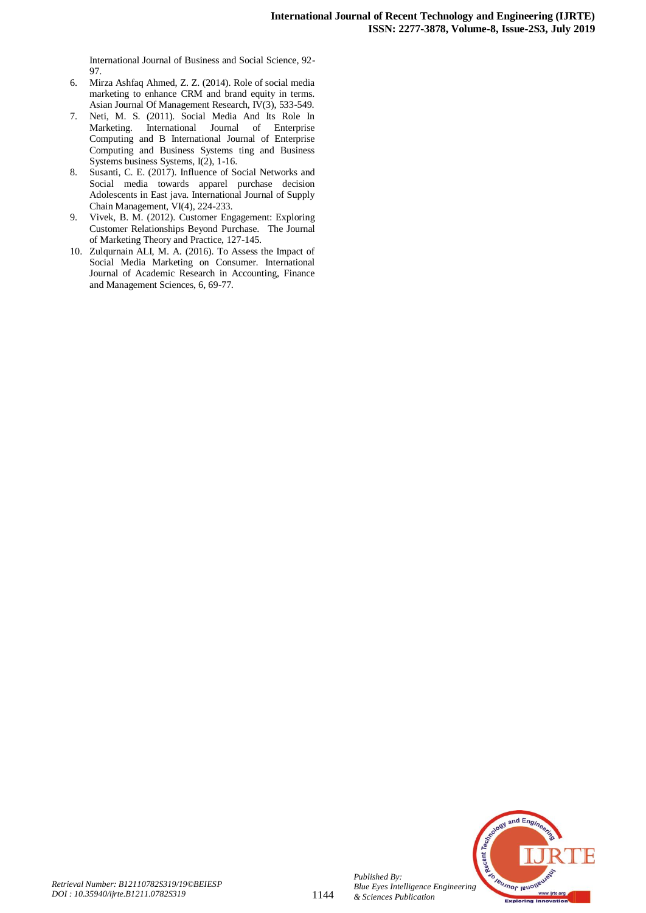International Journal of Business and Social Science, 92-97.

6. Mirza Ashfaq Ahmed, Z. Z. (2014). Role of social media marketing to enhance CRM and brand equity in terms. Asian Journal Of Management Research, IV(3), 533-549.
7. Neti, M. S. (2011). Social Media And Its Role In Marketing. International Journal of Enterprise Computing and B International Journal of Enterprise Computing and Business Systems ting and Business Systems business Systems, I(2), 1-16.
8. Susanti, C. E. (2017). Influence of Social Networks and Social media towards apparel purchase decision Adolescents in East java. International Journal of Supply Chain Management, VI(4), 224-233.
9. Vivek, B. M. (2012). Customer Engagement: Exploring Customer Relationships Beyond Purchase. The Journal of Marketing Theory and Practice, 127-145.
10. Zulqurnain ALI, M. A. (2016). To Assess the Impact of Social Media Marketing on Consumer. International Journal of Academic Research in Accounting, Finance and Management Sciences, 6, 69-77.